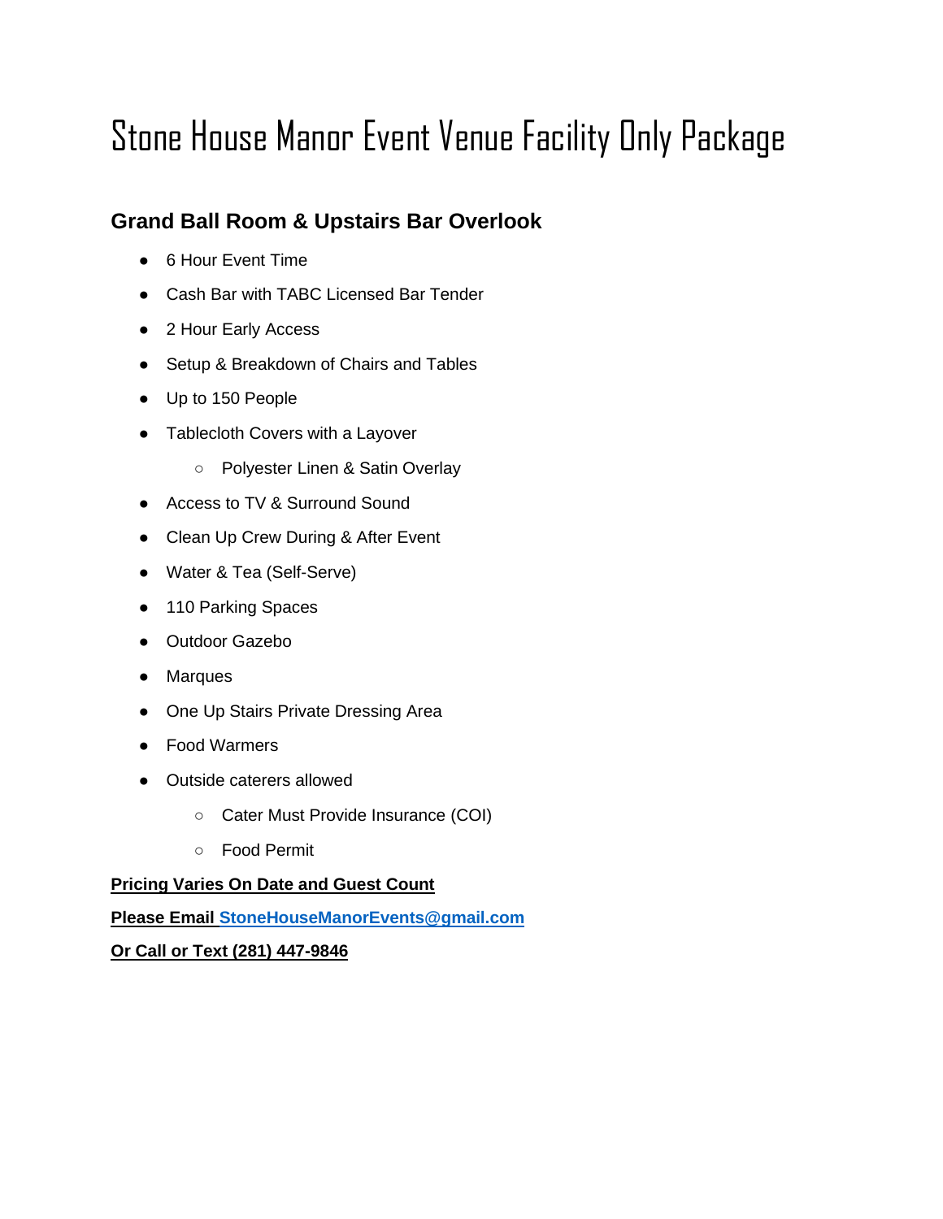# Stone House Manor Event Venue Facility Only Package

## Grand Ball Room & Upstairs Bar Overlook

- 6 Hour Event Time
- Cash Bar with TABC Licensed Bar Tender
- 2 Hour Early Access
- Setup & Breakdown of Chairs and Tables
- Up to 150 People
- Tablecloth Covers with a Layover
    - Polyester Linen & Satin Overlay
- Access to TV & Surround Sound
- Clean Up Crew During & After Event
- Water & Tea (Self-Serve)
- 110 Parking Spaces
- Outdoor Gazebo
- Marques
- One Up Stairs Private Dressing Area
- Food Warmers
- Outside caterers allowed
    - Cater Must Provide Insurance (COI)
    - Food Permit

**Pricing Varies On Date and Guest Count**

**Please Email StoneHouseManorEvents@gmail.com**

**Or Call or Text (281) 447-9846**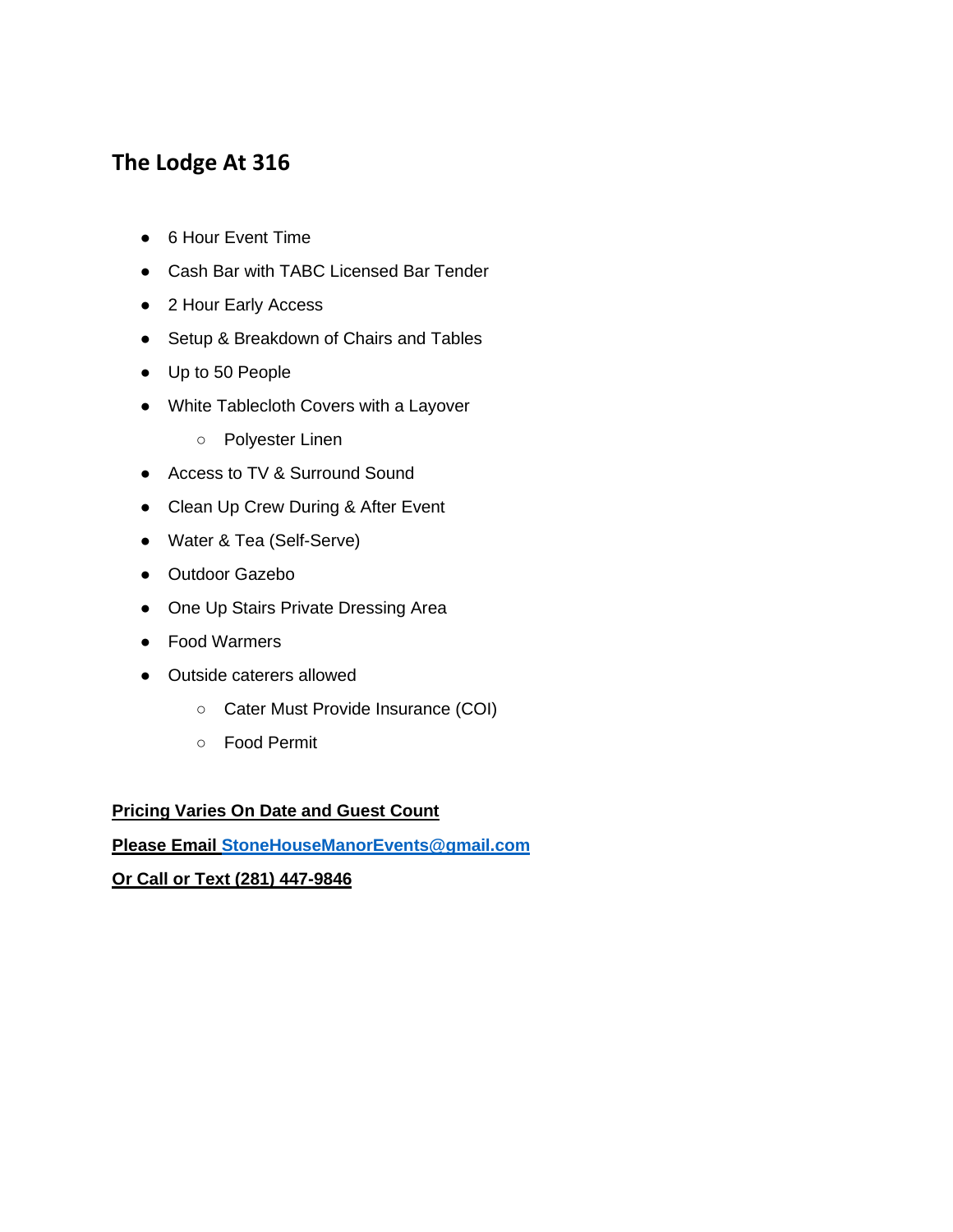## The Lodge At 316

- 6 Hour Event Time
- Cash Bar with TABC Licensed Bar Tender
- 2 Hour Early Access
- Setup & Breakdown of Chairs and Tables
- Up to 50 People
- White Tablecloth Covers with a Layover
  - Polyester Linen
- Access to TV & Surround Sound
- Clean Up Crew During & After Event
- Water & Tea (Self-Serve)
- Outdoor Gazebo
- One Up Stairs Private Dressing Area
- Food Warmers
- Outside caterers allowed
  - Cater Must Provide Insurance (COI)
  - Food Permit

**Pricing Varies On Date and Guest Count**

**Please Email StoneHouseManorEvents@gmail.com**

**Or Call or Text (281) 447-9846**